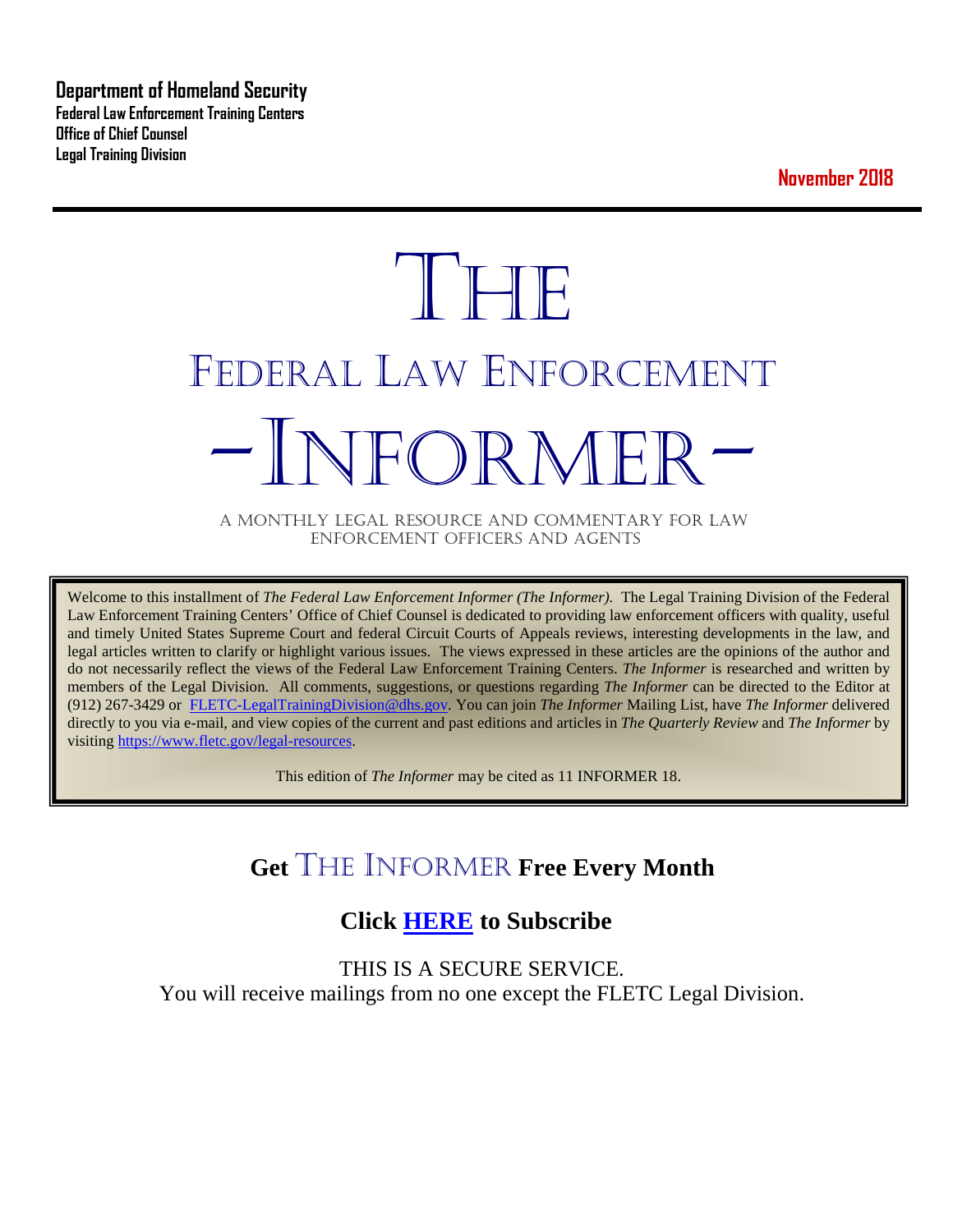**Department of Homeland Security**
**Federal Law Enforcement Training Centers**
**Office of Chief Counsel**
**Legal Training Division**

**November 2018**

# THE
# FEDERAL LAW ENFORCEMENT
# -INFORMER-

A MONTHLY LEGAL RESOURCE AND COMMENTARY FOR LAW ENFORCEMENT OFFICERS AND AGENTS

Welcome to this installment of *The Federal Law Enforcement Informer (The Informer).* The Legal Training Division of the Federal Law Enforcement Training Centers' Office of Chief Counsel is dedicated to providing law enforcement officers with quality, useful and timely United States Supreme Court and federal Circuit Courts of Appeals reviews, interesting developments in the law, and legal articles written to clarify or highlight various issues. The views expressed in these articles are the opinions of the author and do not necessarily reflect the views of the Federal Law Enforcement Training Centers. *The Informer* is researched and written by members of the Legal Division. All comments, suggestions, or questions regarding *The Informer* can be directed to the Editor at (912) 267-3429 or FLETC-LegalTrainingDivision@dhs.gov. You can join *The Informer* Mailing List, have *The Informer* delivered directly to you via e-mail, and view copies of the current and past editions and articles in *The Quarterly Review* and *The Informer* by visiting https://www.fletc.gov/legal-resources.

This edition of *The Informer* may be cited as 11 INFORMER 18.

## Get THE INFORMER Free Every Month

## Click HERE to Subscribe

THIS IS A SECURE SERVICE.
You will receive mailings from no one except the FLETC Legal Division.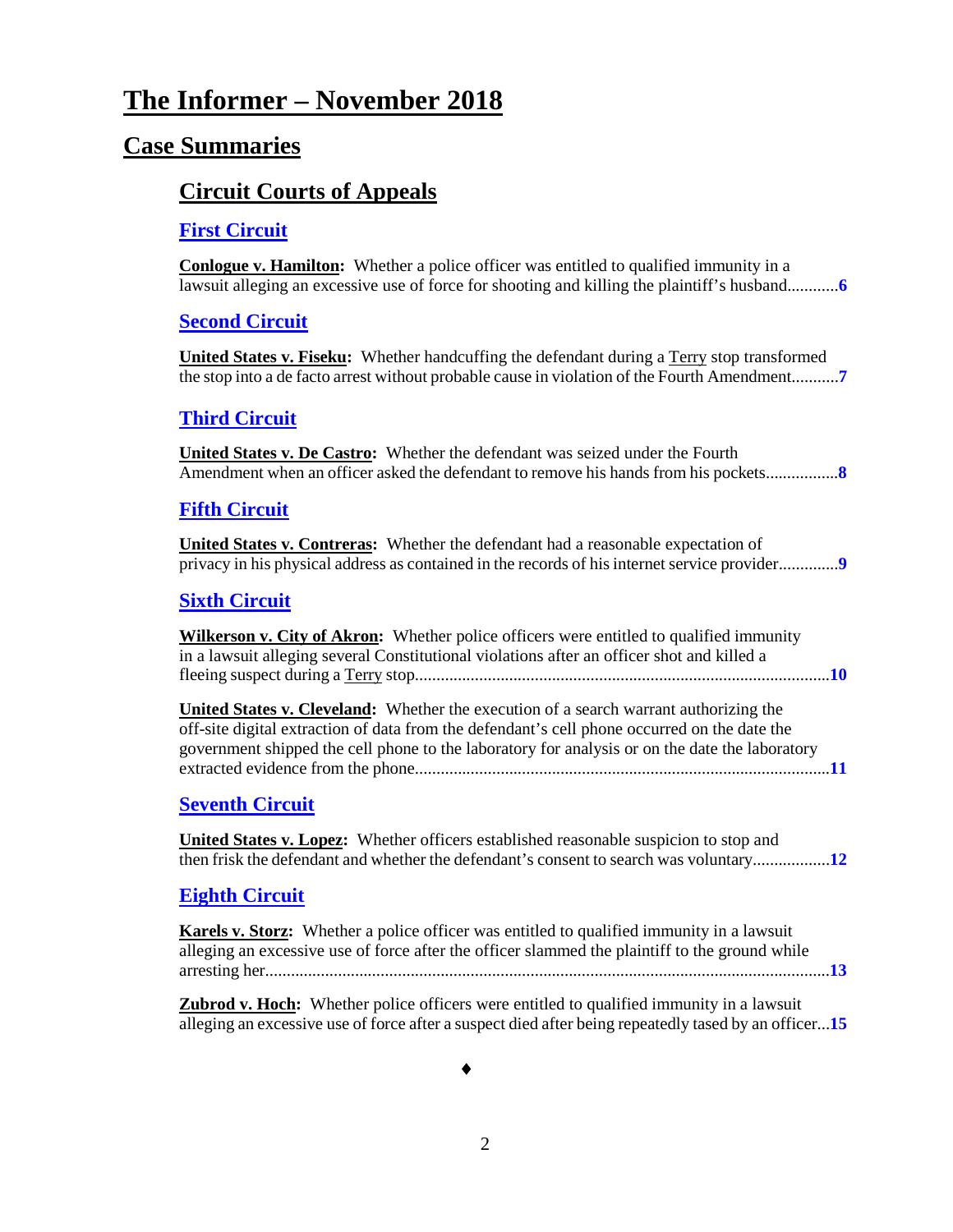# The Informer – November 2018

## Case Summaries

### Circuit Courts of Appeals

#### First Circuit

**Conlogue v. Hamilton:** Whether a police officer was entitled to qualified immunity in a lawsuit alleging an excessive use of force for shooting and killing the plaintiff's husband............**6**

#### Second Circuit

**United States v. Fiseku:** Whether handcuffing the defendant during a Terry stop transformed the stop into a de facto arrest without probable cause in violation of the Fourth Amendment...........**7**

#### Third Circuit

**United States v. De Castro:** Whether the defendant was seized under the Fourth Amendment when an officer asked the defendant to remove his hands from his pockets.................**8**

#### Fifth Circuit

**United States v. Contreras:** Whether the defendant had a reasonable expectation of privacy in his physical address as contained in the records of his internet service provider..............**9**

#### Sixth Circuit

**Wilkerson v. City of Akron:** Whether police officers were entitled to qualified immunity in a lawsuit alleging several Constitutional violations after an officer shot and killed a fleeing suspect during a Terry stop.................................................................................................**10**

**United States v. Cleveland:** Whether the execution of a search warrant authorizing the off-site digital extraction of data from the defendant's cell phone occurred on the date the government shipped the cell phone to the laboratory for analysis or on the date the laboratory extracted evidence from the phone.................................................................................................**11**

#### Seventh Circuit

**United States v. Lopez:** Whether officers established reasonable suspicion to stop and then frisk the defendant and whether the defendant's consent to search was voluntary..................**12**

#### Eighth Circuit

**Karels v. Storz:** Whether a police officer was entitled to qualified immunity in a lawsuit alleging an excessive use of force after the officer slammed the plaintiff to the ground while arresting her....................................................................................................................................**13**

**Zubrod v. Hoch:** Whether police officers were entitled to qualified immunity in a lawsuit alleging an excessive use of force after a suspect died after being repeatedly tased by an officer...**15**

♦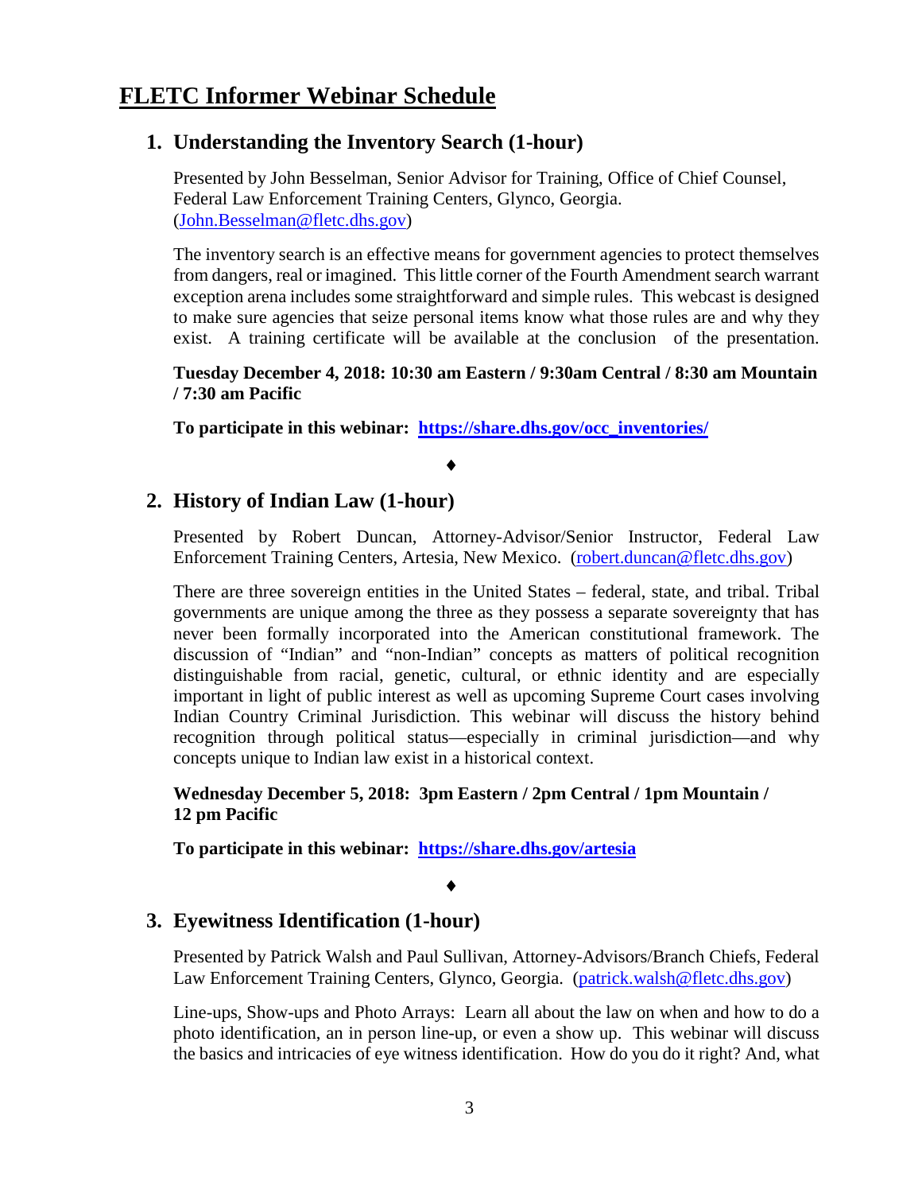# FLETC Informer Webinar Schedule

## 1. Understanding the Inventory Search (1-hour)

Presented by John Besselman, Senior Advisor for Training, Office of Chief Counsel, Federal Law Enforcement Training Centers, Glynco, Georgia. (John.Besselman@fletc.dhs.gov)

The inventory search is an effective means for government agencies to protect themselves from dangers, real or imagined. This little corner of the Fourth Amendment search warrant exception arena includes some straightforward and simple rules. This webcast is designed to make sure agencies that seize personal items know what those rules are and why they exist. A training certificate will be available at the conclusion of the presentation.

**Tuesday December 4, 2018: 10:30 am Eastern / 9:30am Central / 8:30 am Mountain / 7:30 am Pacific**

**To participate in this webinar: https://share.dhs.gov/occ_inventories/**

♦

## 2. History of Indian Law (1-hour)

Presented by Robert Duncan, Attorney-Advisor/Senior Instructor, Federal Law Enforcement Training Centers, Artesia, New Mexico. (robert.duncan@fletc.dhs.gov)

There are three sovereign entities in the United States – federal, state, and tribal. Tribal governments are unique among the three as they possess a separate sovereignty that has never been formally incorporated into the American constitutional framework. The discussion of "Indian" and "non-Indian" concepts as matters of political recognition distinguishable from racial, genetic, cultural, or ethnic identity and are especially important in light of public interest as well as upcoming Supreme Court cases involving Indian Country Criminal Jurisdiction. This webinar will discuss the history behind recognition through political status—especially in criminal jurisdiction—and why concepts unique to Indian law exist in a historical context.

**Wednesday December 5, 2018: 3pm Eastern / 2pm Central / 1pm Mountain / 12 pm Pacific**

**To participate in this webinar: https://share.dhs.gov/artesia**

♦

## 3. Eyewitness Identification (1-hour)

Presented by Patrick Walsh and Paul Sullivan, Attorney-Advisors/Branch Chiefs, Federal Law Enforcement Training Centers, Glynco, Georgia. (patrick.walsh@fletc.dhs.gov)

Line-ups, Show-ups and Photo Arrays: Learn all about the law on when and how to do a photo identification, an in person line-up, or even a show up. This webinar will discuss the basics and intricacies of eye witness identification. How do you do it right? And, what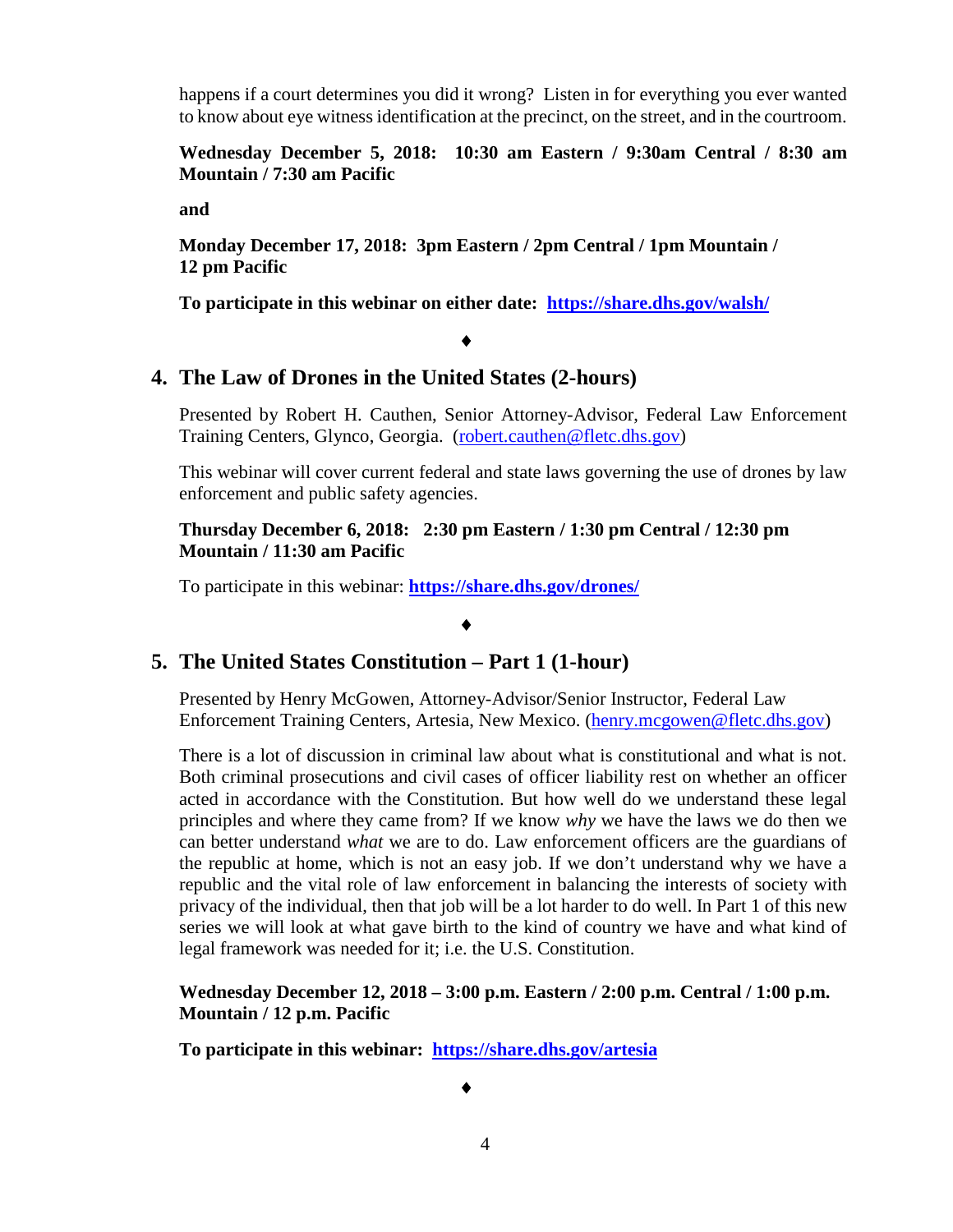happens if a court determines you did it wrong? Listen in for everything you ever wanted to know about eye witness identification at the precinct, on the street, and in the courtroom.

**Wednesday December 5, 2018: 10:30 am Eastern / 9:30am Central / 8:30 am Mountain / 7:30 am Pacific**

**and**

**Monday December 17, 2018: 3pm Eastern / 2pm Central / 1pm Mountain / 12 pm Pacific**

**To participate in this webinar on either date: [https://share.dhs.gov/walsh/](https://share.dhs.gov/walsh/)**

♦

## 4. The Law of Drones in the United States (2-hours)

Presented by Robert H. Cauthen, Senior Attorney-Advisor, Federal Law Enforcement Training Centers, Glynco, Georgia. ([robert.cauthen@fletc.dhs.gov](mailto:robert.cauthen@fletc.dhs.gov))

This webinar will cover current federal and state laws governing the use of drones by law enforcement and public safety agencies.

**Thursday December 6, 2018: 2:30 pm Eastern / 1:30 pm Central / 12:30 pm Mountain / 11:30 am Pacific**

To participate in this webinar: **[https://share.dhs.gov/drones/](https://share.dhs.gov/drones/)**

♦

## 5. The United States Constitution – Part 1 (1-hour)

Presented by Henry McGowen, Attorney-Advisor/Senior Instructor, Federal Law Enforcement Training Centers, Artesia, New Mexico. ([henry.mcgowen@fletc.dhs.gov](mailto:henry.mcgowen@fletc.dhs.gov))

There is a lot of discussion in criminal law about what is constitutional and what is not. Both criminal prosecutions and civil cases of officer liability rest on whether an officer acted in accordance with the Constitution. But how well do we understand these legal principles and where they came from? If we know *why* we have the laws we do then we can better understand *what* we are to do. Law enforcement officers are the guardians of the republic at home, which is not an easy job. If we don't understand why we have a republic and the vital role of law enforcement in balancing the interests of society with privacy of the individual, then that job will be a lot harder to do well. In Part 1 of this new series we will look at what gave birth to the kind of country we have and what kind of legal framework was needed for it; i.e. the U.S. Constitution.

**Wednesday December 12, 2018 – 3:00 p.m. Eastern / 2:00 p.m. Central / 1:00 p.m. Mountain / 12 p.m. Pacific**

**To participate in this webinar: [https://share.dhs.gov/artesia](https://share.dhs.gov/artesia)**

♦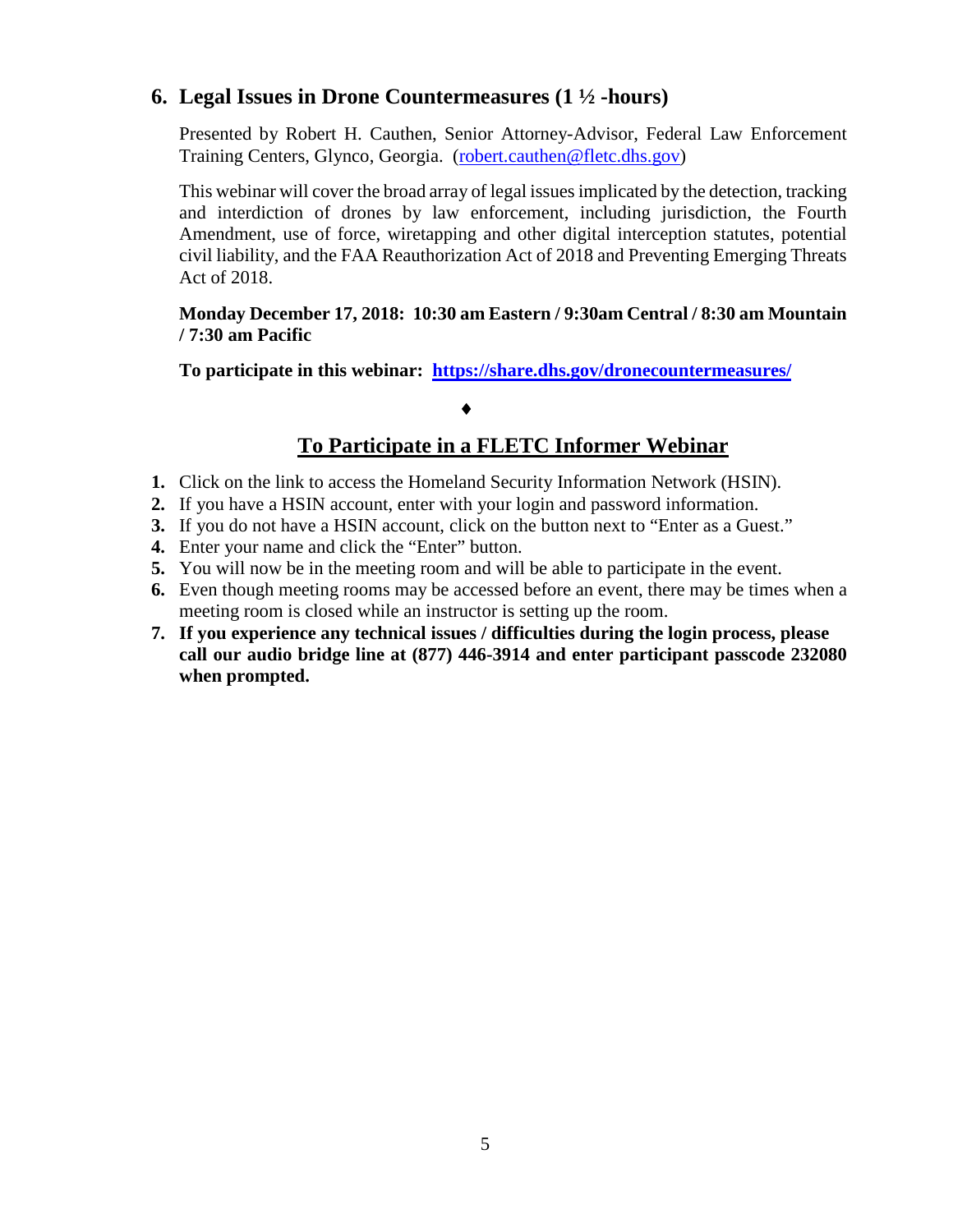## 6. Legal Issues in Drone Countermeasures (1 ½ -hours)

Presented by Robert H. Cauthen, Senior Attorney-Advisor, Federal Law Enforcement Training Centers, Glynco, Georgia. (robert.cauthen@fletc.dhs.gov)

This webinar will cover the broad array of legal issues implicated by the detection, tracking and interdiction of drones by law enforcement, including jurisdiction, the Fourth Amendment, use of force, wiretapping and other digital interception statutes, potential civil liability, and the FAA Reauthorization Act of 2018 and Preventing Emerging Threats Act of 2018.

**Monday December 17, 2018: 10:30 am Eastern / 9:30am Central / 8:30 am Mountain / 7:30 am Pacific**

**To participate in this webinar: https://share.dhs.gov/dronecountermeasures/**

♦

## To Participate in a FLETC Informer Webinar

1. Click on the link to access the Homeland Security Information Network (HSIN).
2. If you have a HSIN account, enter with your login and password information.
3. If you do not have a HSIN account, click on the button next to "Enter as a Guest."
4. Enter your name and click the "Enter" button.
5. You will now be in the meeting room and will be able to participate in the event.
6. Even though meeting rooms may be accessed before an event, there may be times when a meeting room is closed while an instructor is setting up the room.
7. **If you experience any technical issues / difficulties during the login process, please call our audio bridge line at (877) 446-3914 and enter participant passcode 232080 when prompted.**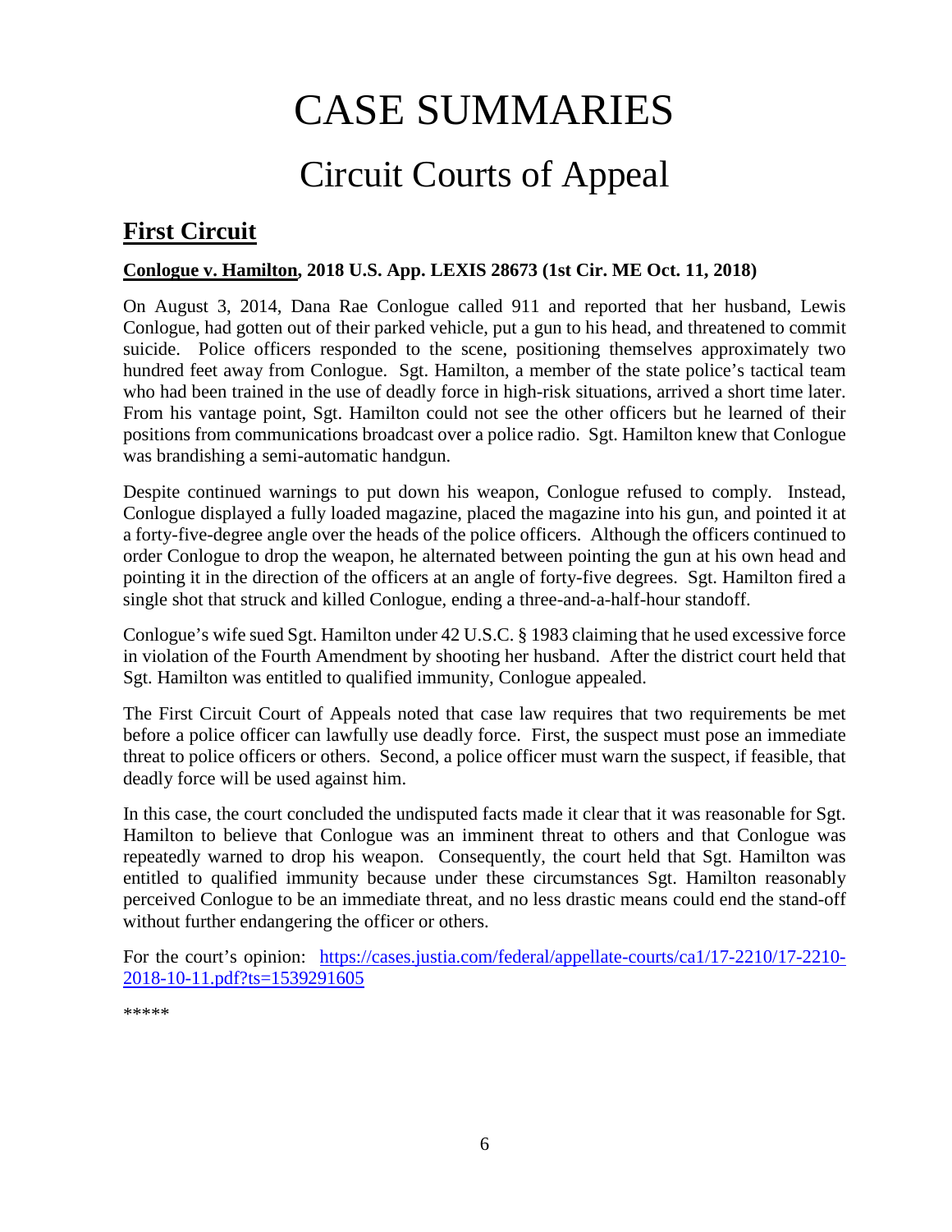# CASE SUMMARIES

## Circuit Courts of Appeal

### First Circuit

**Conlogue v. Hamilton, 2018 U.S. App. LEXIS 28673 (1st Cir. ME Oct. 11, 2018)**

On August 3, 2014, Dana Rae Conlogue called 911 and reported that her husband, Lewis Conlogue, had gotten out of their parked vehicle, put a gun to his head, and threatened to commit suicide. Police officers responded to the scene, positioning themselves approximately two hundred feet away from Conlogue. Sgt. Hamilton, a member of the state police's tactical team who had been trained in the use of deadly force in high-risk situations, arrived a short time later. From his vantage point, Sgt. Hamilton could not see the other officers but he learned of their positions from communications broadcast over a police radio. Sgt. Hamilton knew that Conlogue was brandishing a semi-automatic handgun.

Despite continued warnings to put down his weapon, Conlogue refused to comply. Instead, Conlogue displayed a fully loaded magazine, placed the magazine into his gun, and pointed it at a forty-five-degree angle over the heads of the police officers. Although the officers continued to order Conlogue to drop the weapon, he alternated between pointing the gun at his own head and pointing it in the direction of the officers at an angle of forty-five degrees. Sgt. Hamilton fired a single shot that struck and killed Conlogue, ending a three-and-a-half-hour standoff.

Conlogue's wife sued Sgt. Hamilton under 42 U.S.C. § 1983 claiming that he used excessive force in violation of the Fourth Amendment by shooting her husband. After the district court held that Sgt. Hamilton was entitled to qualified immunity, Conlogue appealed.

The First Circuit Court of Appeals noted that case law requires that two requirements be met before a police officer can lawfully use deadly force. First, the suspect must pose an immediate threat to police officers or others. Second, a police officer must warn the suspect, if feasible, that deadly force will be used against him.

In this case, the court concluded the undisputed facts made it clear that it was reasonable for Sgt. Hamilton to believe that Conlogue was an imminent threat to others and that Conlogue was repeatedly warned to drop his weapon. Consequently, the court held that Sgt. Hamilton was entitled to qualified immunity because under these circumstances Sgt. Hamilton reasonably perceived Conlogue to be an immediate threat, and no less drastic means could end the stand-off without further endangering the officer or others.

For the court's opinion: [https://cases.justia.com/federal/appellate-courts/ca1/17-2210/17-2210-2018-10-11.pdf?ts=1539291605](https://cases.justia.com/federal/appellate-courts/ca1/17-2210/17-2210-2018-10-11.pdf?ts=1539291605)

*****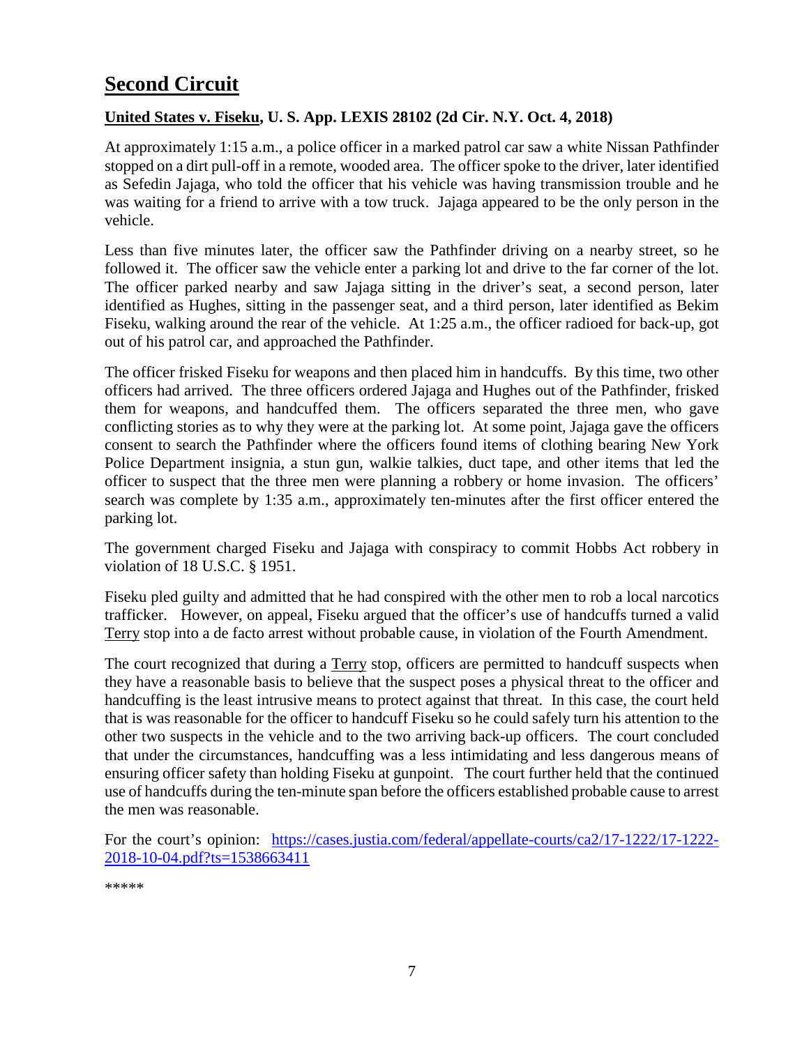## Second Circuit

### United States v. Fiseku, U. S. App. LEXIS 28102 (2d Cir. N.Y. Oct. 4, 2018)

At approximately 1:15 a.m., a police officer in a marked patrol car saw a white Nissan Pathfinder stopped on a dirt pull-off in a remote, wooded area. The officer spoke to the driver, later identified as Sefedin Jajaga, who told the officer that his vehicle was having transmission trouble and he was waiting for a friend to arrive with a tow truck. Jajaga appeared to be the only person in the vehicle.

Less than five minutes later, the officer saw the Pathfinder driving on a nearby street, so he followed it. The officer saw the vehicle enter a parking lot and drive to the far corner of the lot. The officer parked nearby and saw Jajaga sitting in the driver's seat, a second person, later identified as Hughes, sitting in the passenger seat, and a third person, later identified as Bekim Fiseku, walking around the rear of the vehicle. At 1:25 a.m., the officer radioed for back-up, got out of his patrol car, and approached the Pathfinder.

The officer frisked Fiseku for weapons and then placed him in handcuffs. By this time, two other officers had arrived. The three officers ordered Jajaga and Hughes out of the Pathfinder, frisked them for weapons, and handcuffed them. The officers separated the three men, who gave conflicting stories as to why they were at the parking lot. At some point, Jajaga gave the officers consent to search the Pathfinder where the officers found items of clothing bearing New York Police Department insignia, a stun gun, walkie talkies, duct tape, and other items that led the officer to suspect that the three men were planning a robbery or home invasion. The officers' search was complete by 1:35 a.m., approximately ten-minutes after the first officer entered the parking lot.

The government charged Fiseku and Jajaga with conspiracy to commit Hobbs Act robbery in violation of 18 U.S.C. § 1951.

Fiseku pled guilty and admitted that he had conspired with the other men to rob a local narcotics trafficker. However, on appeal, Fiseku argued that the officer's use of handcuffs turned a valid Terry stop into a de facto arrest without probable cause, in violation of the Fourth Amendment.

The court recognized that during a Terry stop, officers are permitted to handcuff suspects when they have a reasonable basis to believe that the suspect poses a physical threat to the officer and handcuffing is the least intrusive means to protect against that threat. In this case, the court held that is was reasonable for the officer to handcuff Fiseku so he could safely turn his attention to the other two suspects in the vehicle and to the two arriving back-up officers. The court concluded that under the circumstances, handcuffing was a less intimidating and less dangerous means of ensuring officer safety than holding Fiseku at gunpoint. The court further held that the continued use of handcuffs during the ten-minute span before the officers established probable cause to arrest the men was reasonable.

For the court's opinion: [https://cases.justia.com/federal/appellate-courts/ca2/17-1222/17-1222-2018-10-04.pdf?ts=1538663411](https://cases.justia.com/federal/appellate-courts/ca2/17-1222/17-1222-2018-10-04.pdf?ts=1538663411)

*****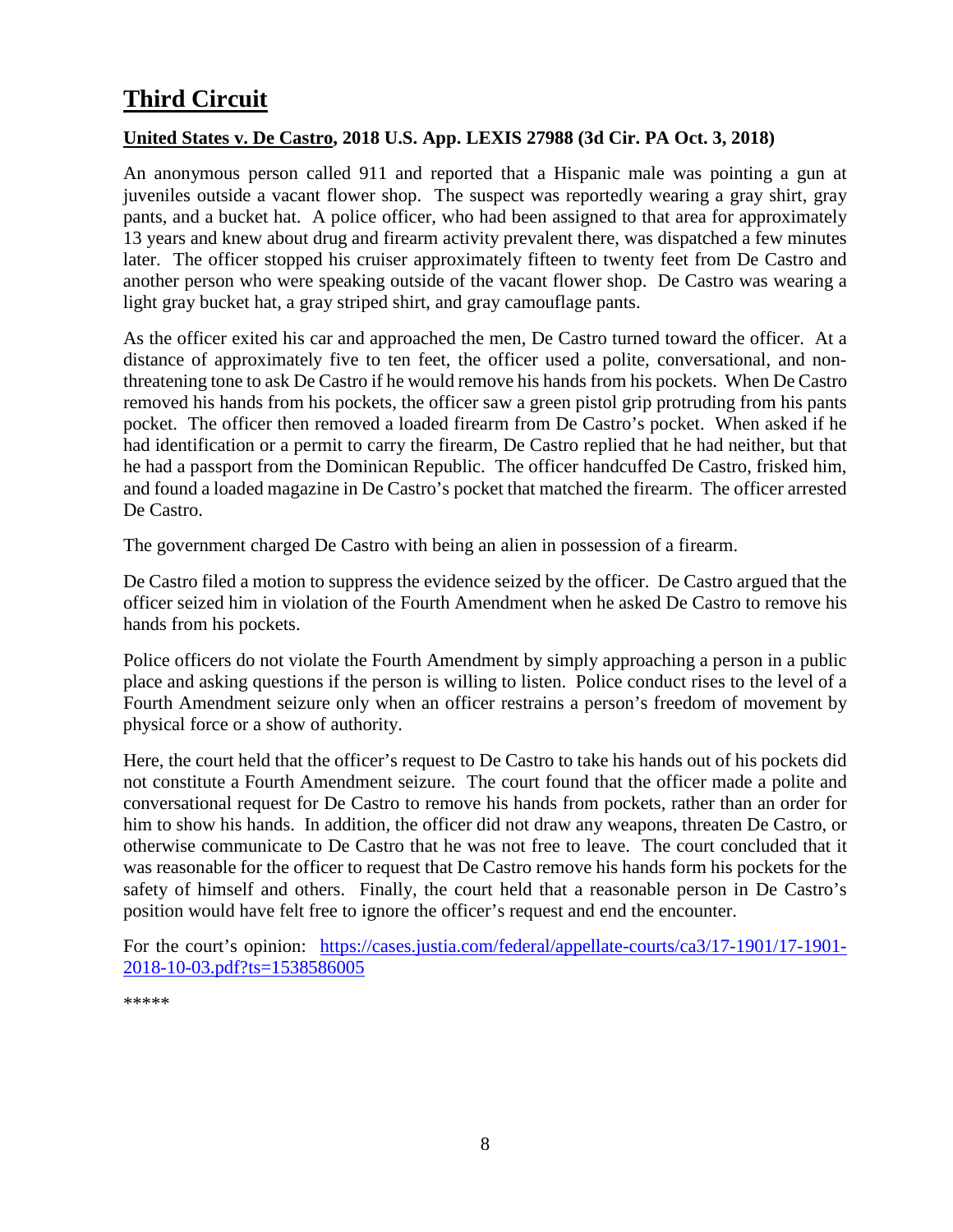# Third Circuit

**United States v. De Castro, 2018 U.S. App. LEXIS 27988 (3d Cir. PA Oct. 3, 2018)**

An anonymous person called 911 and reported that a Hispanic male was pointing a gun at juveniles outside a vacant flower shop. The suspect was reportedly wearing a gray shirt, gray pants, and a bucket hat. A police officer, who had been assigned to that area for approximately 13 years and knew about drug and firearm activity prevalent there, was dispatched a few minutes later. The officer stopped his cruiser approximately fifteen to twenty feet from De Castro and another person who were speaking outside of the vacant flower shop. De Castro was wearing a light gray bucket hat, a gray striped shirt, and gray camouflage pants.

As the officer exited his car and approached the men, De Castro turned toward the officer. At a distance of approximately five to ten feet, the officer used a polite, conversational, and non-threatening tone to ask De Castro if he would remove his hands from his pockets. When De Castro removed his hands from his pockets, the officer saw a green pistol grip protruding from his pants pocket. The officer then removed a loaded firearm from De Castro's pocket. When asked if he had identification or a permit to carry the firearm, De Castro replied that he had neither, but that he had a passport from the Dominican Republic. The officer handcuffed De Castro, frisked him, and found a loaded magazine in De Castro's pocket that matched the firearm. The officer arrested De Castro.

The government charged De Castro with being an alien in possession of a firearm.

De Castro filed a motion to suppress the evidence seized by the officer. De Castro argued that the officer seized him in violation of the Fourth Amendment when he asked De Castro to remove his hands from his pockets.

Police officers do not violate the Fourth Amendment by simply approaching a person in a public place and asking questions if the person is willing to listen. Police conduct rises to the level of a Fourth Amendment seizure only when an officer restrains a person's freedom of movement by physical force or a show of authority.

Here, the court held that the officer's request to De Castro to take his hands out of his pockets did not constitute a Fourth Amendment seizure. The court found that the officer made a polite and conversational request for De Castro to remove his hands from pockets, rather than an order for him to show his hands. In addition, the officer did not draw any weapons, threaten De Castro, or otherwise communicate to De Castro that he was not free to leave. The court concluded that it was reasonable for the officer to request that De Castro remove his hands form his pockets for the safety of himself and others. Finally, the court held that a reasonable person in De Castro's position would have felt free to ignore the officer's request and end the encounter.

For the court's opinion: [https://cases.justia.com/federal/appellate-courts/ca3/17-1901/17-1901-2018-10-03.pdf?ts=1538586005](https://cases.justia.com/federal/appellate-courts/ca3/17-1901/17-1901-2018-10-03.pdf?ts=1538586005)

*****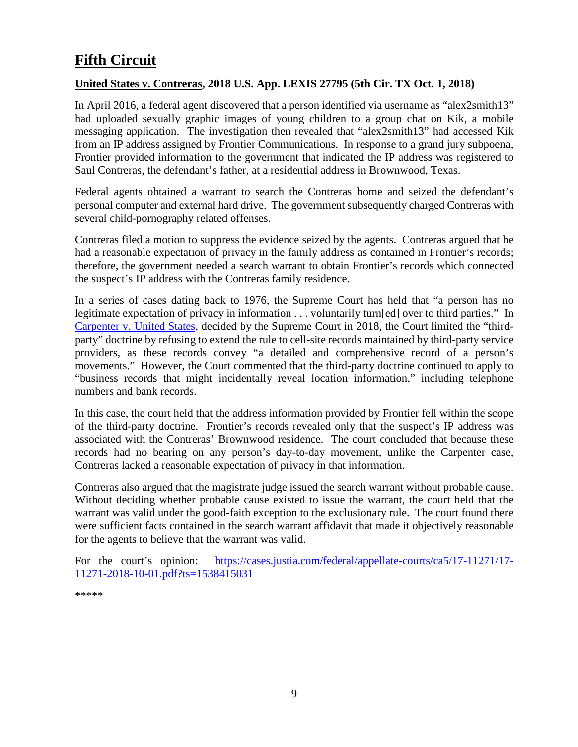# Fifth Circuit

**United States v. Contreras, 2018 U.S. App. LEXIS 27795 (5th Cir. TX Oct. 1, 2018)**

In April 2016, a federal agent discovered that a person identified via username as "alex2smith13" had uploaded sexually graphic images of young children to a group chat on Kik, a mobile messaging application. The investigation then revealed that "alex2smith13" had accessed Kik from an IP address assigned by Frontier Communications. In response to a grand jury subpoena, Frontier provided information to the government that indicated the IP address was registered to Saul Contreras, the defendant's father, at a residential address in Brownwood, Texas.

Federal agents obtained a warrant to search the Contreras home and seized the defendant's personal computer and external hard drive. The government subsequently charged Contreras with several child-pornography related offenses.

Contreras filed a motion to suppress the evidence seized by the agents. Contreras argued that he had a reasonable expectation of privacy in the family address as contained in Frontier's records; therefore, the government needed a search warrant to obtain Frontier's records which connected the suspect's IP address with the Contreras family residence.

In a series of cases dating back to 1976, the Supreme Court has held that "a person has no legitimate expectation of privacy in information . . . voluntarily turn[ed] over to third parties." In [Carpenter v. United States](), decided by the Supreme Court in 2018, the Court limited the "third-party" doctrine by refusing to extend the rule to cell-site records maintained by third-party service providers, as these records convey "a detailed and comprehensive record of a person's movements." However, the Court commented that the third-party doctrine continued to apply to "business records that might incidentally reveal location information," including telephone numbers and bank records.

In this case, the court held that the address information provided by Frontier fell within the scope of the third-party doctrine. Frontier's records revealed only that the suspect's IP address was associated with the Contreras' Brownwood residence. The court concluded that because these records had no bearing on any person's day-to-day movement, unlike the Carpenter case, Contreras lacked a reasonable expectation of privacy in that information.

Contreras also argued that the magistrate judge issued the search warrant without probable cause. Without deciding whether probable cause existed to issue the warrant, the court held that the warrant was valid under the good-faith exception to the exclusionary rule. The court found there were sufficient facts contained in the search warrant affidavit that made it objectively reasonable for the agents to believe that the warrant was valid.

For the court's opinion: https://cases.justia.com/federal/appellate-courts/ca5/17-11271/17-11271-2018-10-01.pdf?ts=1538415031

*****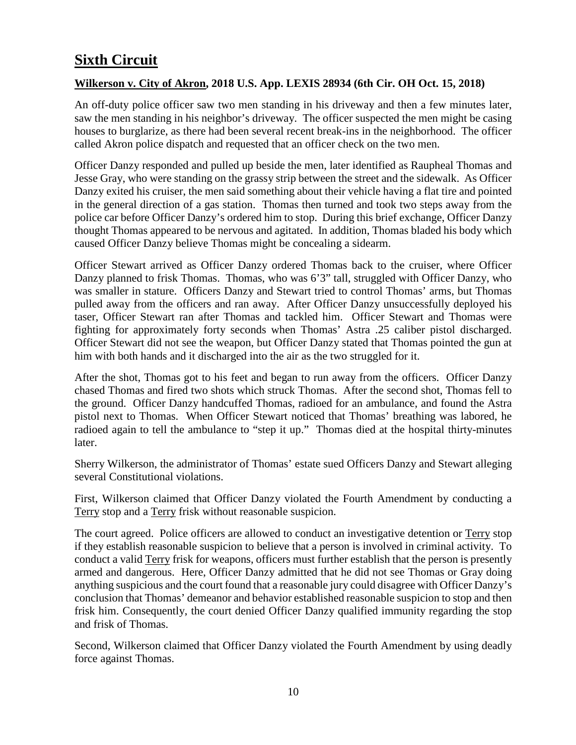# Sixth Circuit

## Wilkerson v. City of Akron, 2018 U.S. App. LEXIS 28934 (6th Cir. OH Oct. 15, 2018)

An off-duty police officer saw two men standing in his driveway and then a few minutes later, saw the men standing in his neighbor's driveway. The officer suspected the men might be casing houses to burglarize, as there had been several recent break-ins in the neighborhood. The officer called Akron police dispatch and requested that an officer check on the two men.

Officer Danzy responded and pulled up beside the men, later identified as Raupheal Thomas and Jesse Gray, who were standing on the grassy strip between the street and the sidewalk. As Officer Danzy exited his cruiser, the men said something about their vehicle having a flat tire and pointed in the general direction of a gas station. Thomas then turned and took two steps away from the police car before Officer Danzy's ordered him to stop. During this brief exchange, Officer Danzy thought Thomas appeared to be nervous and agitated. In addition, Thomas bladed his body which caused Officer Danzy believe Thomas might be concealing a sidearm.

Officer Stewart arrived as Officer Danzy ordered Thomas back to the cruiser, where Officer Danzy planned to frisk Thomas. Thomas, who was 6'3" tall, struggled with Officer Danzy, who was smaller in stature. Officers Danzy and Stewart tried to control Thomas' arms, but Thomas pulled away from the officers and ran away. After Officer Danzy unsuccessfully deployed his taser, Officer Stewart ran after Thomas and tackled him. Officer Stewart and Thomas were fighting for approximately forty seconds when Thomas' Astra .25 caliber pistol discharged. Officer Stewart did not see the weapon, but Officer Danzy stated that Thomas pointed the gun at him with both hands and it discharged into the air as the two struggled for it.

After the shot, Thomas got to his feet and began to run away from the officers. Officer Danzy chased Thomas and fired two shots which struck Thomas. After the second shot, Thomas fell to the ground. Officer Danzy handcuffed Thomas, radioed for an ambulance, and found the Astra pistol next to Thomas. When Officer Stewart noticed that Thomas' breathing was labored, he radioed again to tell the ambulance to "step it up." Thomas died at the hospital thirty-minutes later.

Sherry Wilkerson, the administrator of Thomas' estate sued Officers Danzy and Stewart alleging several Constitutional violations.

First, Wilkerson claimed that Officer Danzy violated the Fourth Amendment by conducting a Terry stop and a Terry frisk without reasonable suspicion.

The court agreed. Police officers are allowed to conduct an investigative detention or Terry stop if they establish reasonable suspicion to believe that a person is involved in criminal activity. To conduct a valid Terry frisk for weapons, officers must further establish that the person is presently armed and dangerous. Here, Officer Danzy admitted that he did not see Thomas or Gray doing anything suspicious and the court found that a reasonable jury could disagree with Officer Danzy's conclusion that Thomas' demeanor and behavior established reasonable suspicion to stop and then frisk him. Consequently, the court denied Officer Danzy qualified immunity regarding the stop and frisk of Thomas.

Second, Wilkerson claimed that Officer Danzy violated the Fourth Amendment by using deadly force against Thomas.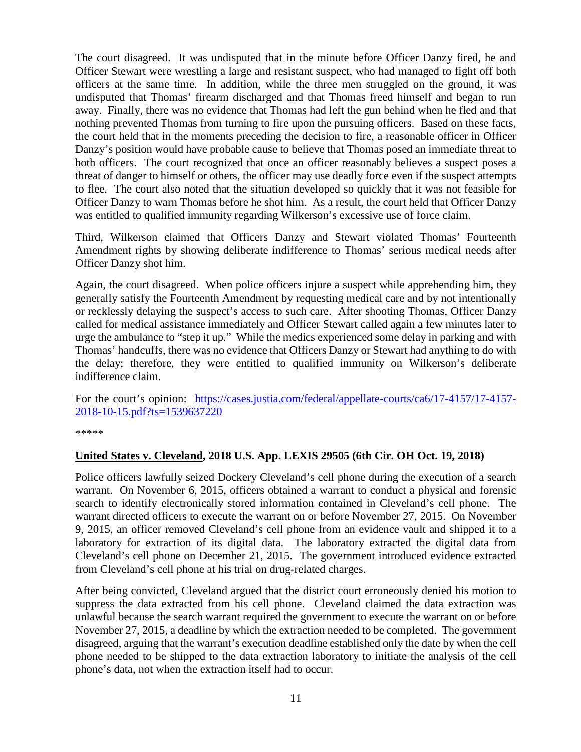The court disagreed. It was undisputed that in the minute before Officer Danzy fired, he and Officer Stewart were wrestling a large and resistant suspect, who had managed to fight off both officers at the same time. In addition, while the three men struggled on the ground, it was undisputed that Thomas' firearm discharged and that Thomas freed himself and began to run away. Finally, there was no evidence that Thomas had left the gun behind when he fled and that nothing prevented Thomas from turning to fire upon the pursuing officers. Based on these facts, the court held that in the moments preceding the decision to fire, a reasonable officer in Officer Danzy's position would have probable cause to believe that Thomas posed an immediate threat to both officers. The court recognized that once an officer reasonably believes a suspect poses a threat of danger to himself or others, the officer may use deadly force even if the suspect attempts to flee. The court also noted that the situation developed so quickly that it was not feasible for Officer Danzy to warn Thomas before he shot him. As a result, the court held that Officer Danzy was entitled to qualified immunity regarding Wilkerson's excessive use of force claim.

Third, Wilkerson claimed that Officers Danzy and Stewart violated Thomas' Fourteenth Amendment rights by showing deliberate indifference to Thomas' serious medical needs after Officer Danzy shot him.

Again, the court disagreed. When police officers injure a suspect while apprehending him, they generally satisfy the Fourteenth Amendment by requesting medical care and by not intentionally or recklessly delaying the suspect's access to such care. After shooting Thomas, Officer Danzy called for medical assistance immediately and Officer Stewart called again a few minutes later to urge the ambulance to "step it up." While the medics experienced some delay in parking and with Thomas' handcuffs, there was no evidence that Officers Danzy or Stewart had anything to do with the delay; therefore, they were entitled to qualified immunity on Wilkerson's deliberate indifference claim.

For the court's opinion: [https://cases.justia.com/federal/appellate-courts/ca6/17-4157/17-4157-2018-10-15.pdf?ts=1539637220](https://cases.justia.com/federal/appellate-courts/ca6/17-4157/17-4157-2018-10-15.pdf?ts=1539637220)

*****

### **United States v. Cleveland, 2018 U.S. App. LEXIS 29505 (6th Cir. OH Oct. 19, 2018)**

Police officers lawfully seized Dockery Cleveland's cell phone during the execution of a search warrant. On November 6, 2015, officers obtained a warrant to conduct a physical and forensic search to identify electronically stored information contained in Cleveland's cell phone. The warrant directed officers to execute the warrant on or before November 27, 2015. On November 9, 2015, an officer removed Cleveland's cell phone from an evidence vault and shipped it to a laboratory for extraction of its digital data. The laboratory extracted the digital data from Cleveland's cell phone on December 21, 2015. The government introduced evidence extracted from Cleveland's cell phone at his trial on drug-related charges.

After being convicted, Cleveland argued that the district court erroneously denied his motion to suppress the data extracted from his cell phone. Cleveland claimed the data extraction was unlawful because the search warrant required the government to execute the warrant on or before November 27, 2015, a deadline by which the extraction needed to be completed. The government disagreed, arguing that the warrant's execution deadline established only the date by when the cell phone needed to be shipped to the data extraction laboratory to initiate the analysis of the cell phone's data, not when the extraction itself had to occur.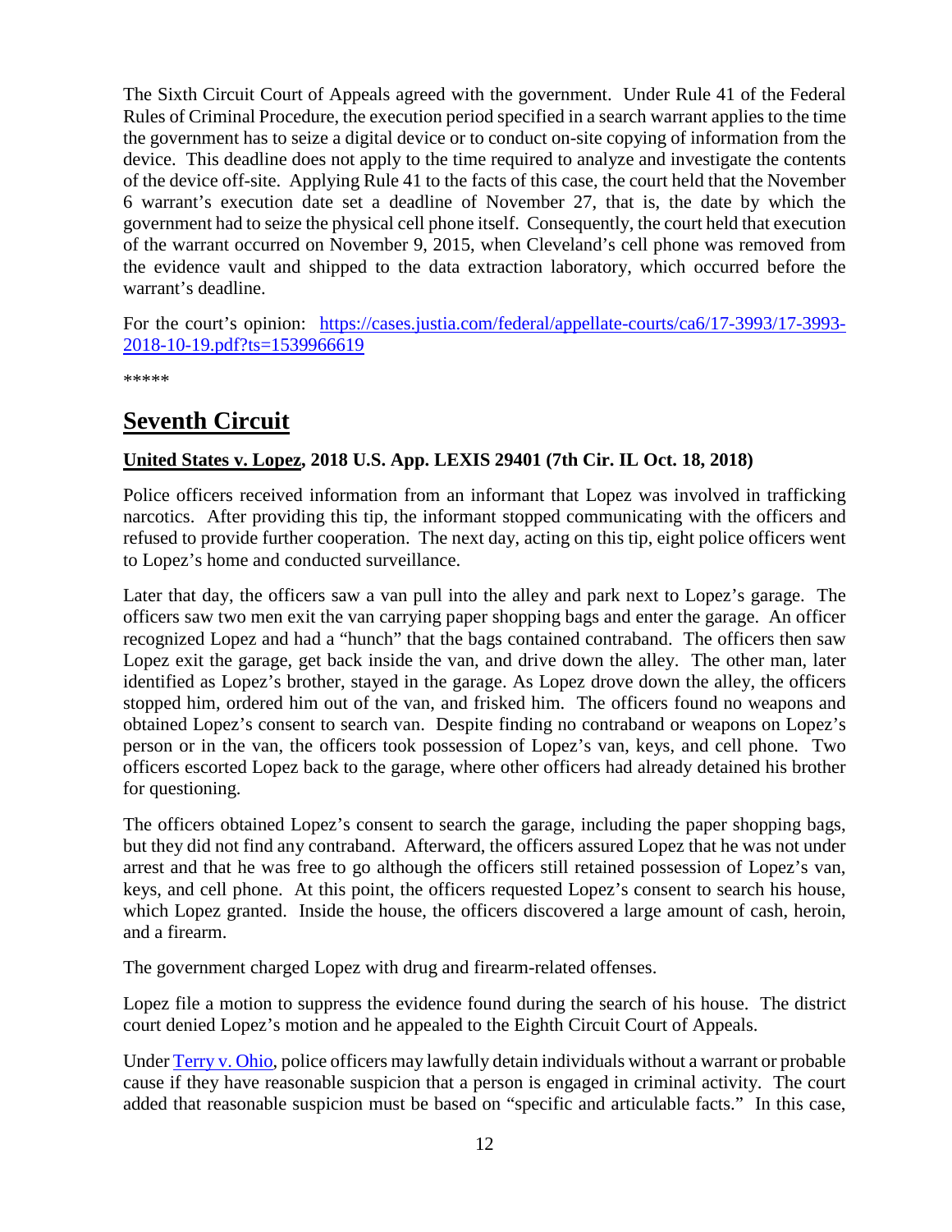The Sixth Circuit Court of Appeals agreed with the government. Under Rule 41 of the Federal Rules of Criminal Procedure, the execution period specified in a search warrant applies to the time the government has to seize a digital device or to conduct on-site copying of information from the device. This deadline does not apply to the time required to analyze and investigate the contents of the device off-site. Applying Rule 41 to the facts of this case, the court held that the November 6 warrant's execution date set a deadline of November 27, that is, the date by which the government had to seize the physical cell phone itself. Consequently, the court held that execution of the warrant occurred on November 9, 2015, when Cleveland's cell phone was removed from the evidence vault and shipped to the data extraction laboratory, which occurred before the warrant's deadline.

For the court's opinion: [https://cases.justia.com/federal/appellate-courts/ca6/17-3993/17-3993-2018-10-19.pdf?ts=1539966619](https://cases.justia.com/federal/appellate-courts/ca6/17-3993/17-3993-2018-10-19.pdf?ts=1539966619)

*****

## Seventh Circuit

### United States v. Lopez, 2018 U.S. App. LEXIS 29401 (7th Cir. IL Oct. 18, 2018)

Police officers received information from an informant that Lopez was involved in trafficking narcotics. After providing this tip, the informant stopped communicating with the officers and refused to provide further cooperation. The next day, acting on this tip, eight police officers went to Lopez's home and conducted surveillance.

Later that day, the officers saw a van pull into the alley and park next to Lopez's garage. The officers saw two men exit the van carrying paper shopping bags and enter the garage. An officer recognized Lopez and had a "hunch" that the bags contained contraband. The officers then saw Lopez exit the garage, get back inside the van, and drive down the alley. The other man, later identified as Lopez's brother, stayed in the garage. As Lopez drove down the alley, the officers stopped him, ordered him out of the van, and frisked him. The officers found no weapons and obtained Lopez's consent to search van. Despite finding no contraband or weapons on Lopez's person or in the van, the officers took possession of Lopez's van, keys, and cell phone. Two officers escorted Lopez back to the garage, where other officers had already detained his brother for questioning.

The officers obtained Lopez's consent to search the garage, including the paper shopping bags, but they did not find any contraband. Afterward, the officers assured Lopez that he was not under arrest and that he was free to go although the officers still retained possession of Lopez's van, keys, and cell phone. At this point, the officers requested Lopez's consent to search his house, which Lopez granted. Inside the house, the officers discovered a large amount of cash, heroin, and a firearm.

The government charged Lopez with drug and firearm-related offenses.

Lopez file a motion to suppress the evidence found during the search of his house. The district court denied Lopez's motion and he appealed to the Eighth Circuit Court of Appeals.

Under [Terry v. Ohio](#), police officers may lawfully detain individuals without a warrant or probable cause if they have reasonable suspicion that a person is engaged in criminal activity. The court added that reasonable suspicion must be based on "specific and articulable facts." In this case,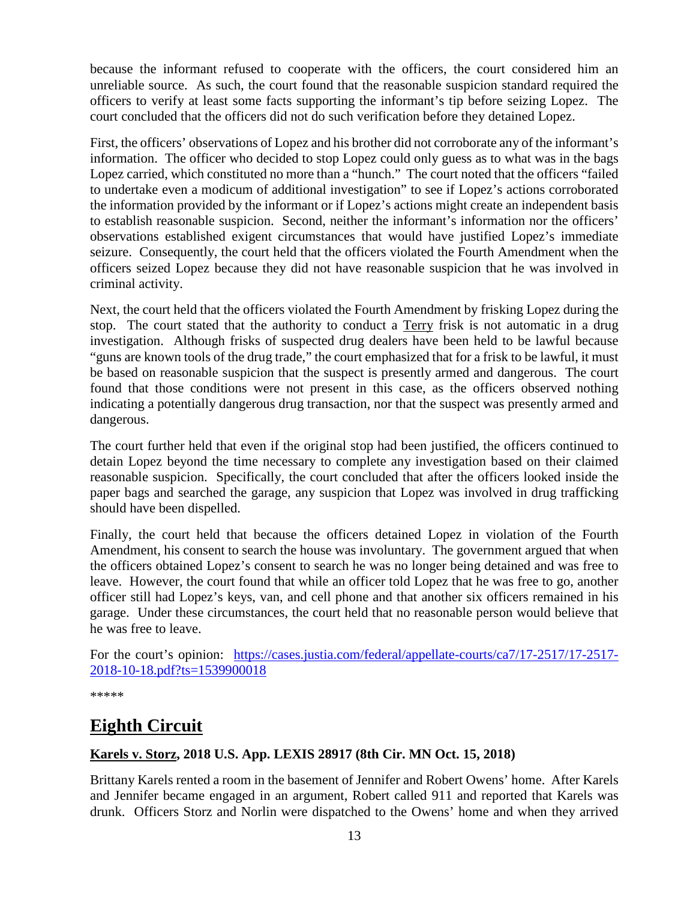because the informant refused to cooperate with the officers, the court considered him an unreliable source. As such, the court found that the reasonable suspicion standard required the officers to verify at least some facts supporting the informant's tip before seizing Lopez. The court concluded that the officers did not do such verification before they detained Lopez.

First, the officers' observations of Lopez and his brother did not corroborate any of the informant's information. The officer who decided to stop Lopez could only guess as to what was in the bags Lopez carried, which constituted no more than a "hunch." The court noted that the officers "failed to undertake even a modicum of additional investigation" to see if Lopez's actions corroborated the information provided by the informant or if Lopez's actions might create an independent basis to establish reasonable suspicion. Second, neither the informant's information nor the officers' observations established exigent circumstances that would have justified Lopez's immediate seizure. Consequently, the court held that the officers violated the Fourth Amendment when the officers seized Lopez because they did not have reasonable suspicion that he was involved in criminal activity.

Next, the court held that the officers violated the Fourth Amendment by frisking Lopez during the stop. The court stated that the authority to conduct a Terry frisk is not automatic in a drug investigation. Although frisks of suspected drug dealers have been held to be lawful because "guns are known tools of the drug trade," the court emphasized that for a frisk to be lawful, it must be based on reasonable suspicion that the suspect is presently armed and dangerous. The court found that those conditions were not present in this case, as the officers observed nothing indicating a potentially dangerous drug transaction, nor that the suspect was presently armed and dangerous.

The court further held that even if the original stop had been justified, the officers continued to detain Lopez beyond the time necessary to complete any investigation based on their claimed reasonable suspicion. Specifically, the court concluded that after the officers looked inside the paper bags and searched the garage, any suspicion that Lopez was involved in drug trafficking should have been dispelled.

Finally, the court held that because the officers detained Lopez in violation of the Fourth Amendment, his consent to search the house was involuntary. The government argued that when the officers obtained Lopez's consent to search he was no longer being detained and was free to leave. However, the court found that while an officer told Lopez that he was free to go, another officer still had Lopez's keys, van, and cell phone and that another six officers remained in his garage. Under these circumstances, the court held that no reasonable person would believe that he was free to leave.

For the court's opinion: [https://cases.justia.com/federal/appellate-courts/ca7/17-2517/17-2517-2018-10-18.pdf?ts=1539900018](https://cases.justia.com/federal/appellate-courts/ca7/17-2517/17-2517-2018-10-18.pdf?ts=1539900018)

*****

## Eighth Circuit

### Karels v. Storz, 2018 U.S. App. LEXIS 28917 (8th Cir. MN Oct. 15, 2018)

Brittany Karels rented a room in the basement of Jennifer and Robert Owens' home. After Karels and Jennifer became engaged in an argument, Robert called 911 and reported that Karels was drunk. Officers Storz and Norlin were dispatched to the Owens' home and when they arrived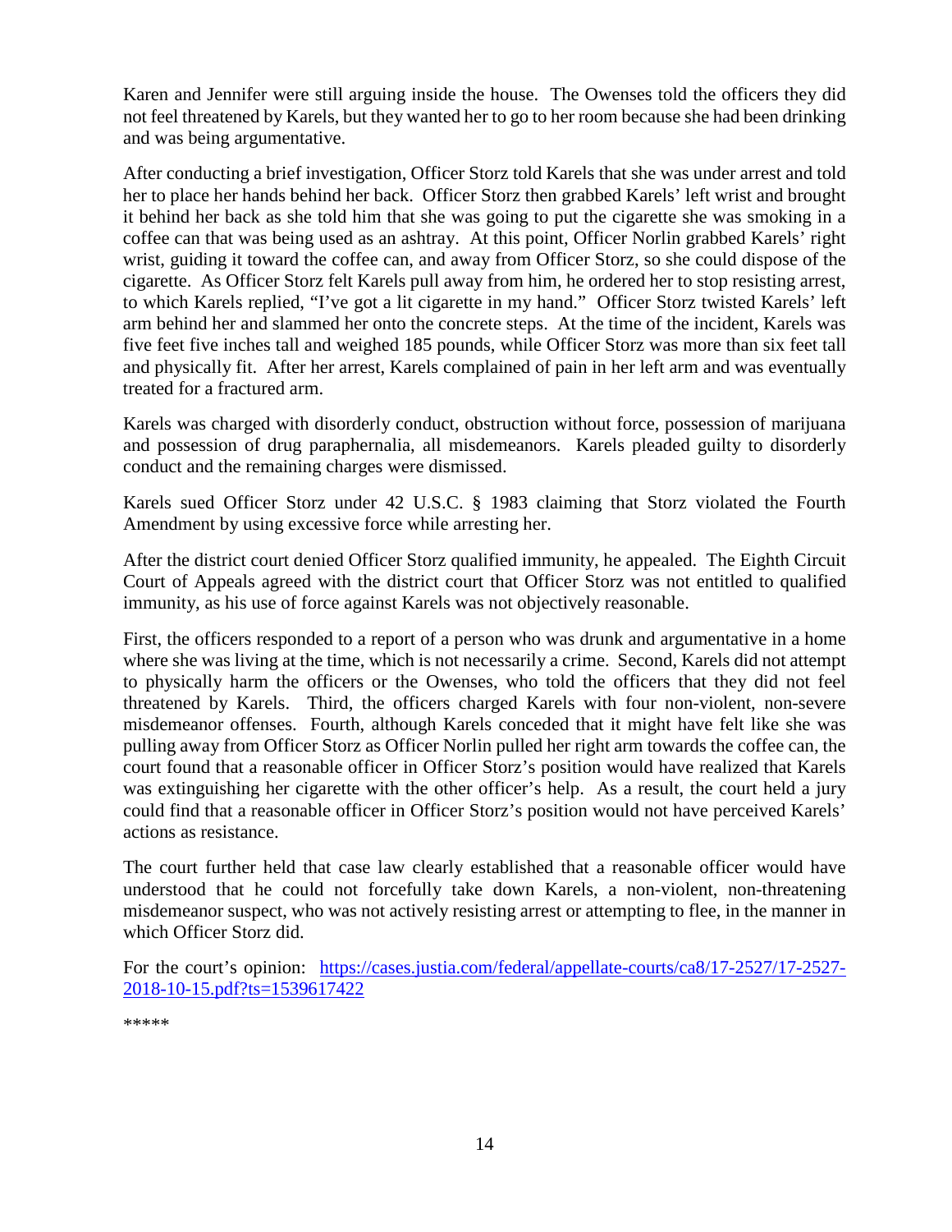Karen and Jennifer were still arguing inside the house. The Owenses told the officers they did not feel threatened by Karels, but they wanted her to go to her room because she had been drinking and was being argumentative.

After conducting a brief investigation, Officer Storz told Karels that she was under arrest and told her to place her hands behind her back. Officer Storz then grabbed Karels' left wrist and brought it behind her back as she told him that she was going to put the cigarette she was smoking in a coffee can that was being used as an ashtray. At this point, Officer Norlin grabbed Karels' right wrist, guiding it toward the coffee can, and away from Officer Storz, so she could dispose of the cigarette. As Officer Storz felt Karels pull away from him, he ordered her to stop resisting arrest, to which Karels replied, "I've got a lit cigarette in my hand." Officer Storz twisted Karels' left arm behind her and slammed her onto the concrete steps. At the time of the incident, Karels was five feet five inches tall and weighed 185 pounds, while Officer Storz was more than six feet tall and physically fit. After her arrest, Karels complained of pain in her left arm and was eventually treated for a fractured arm.

Karels was charged with disorderly conduct, obstruction without force, possession of marijuana and possession of drug paraphernalia, all misdemeanors. Karels pleaded guilty to disorderly conduct and the remaining charges were dismissed.

Karels sued Officer Storz under 42 U.S.C. § 1983 claiming that Storz violated the Fourth Amendment by using excessive force while arresting her.

After the district court denied Officer Storz qualified immunity, he appealed. The Eighth Circuit Court of Appeals agreed with the district court that Officer Storz was not entitled to qualified immunity, as his use of force against Karels was not objectively reasonable.

First, the officers responded to a report of a person who was drunk and argumentative in a home where she was living at the time, which is not necessarily a crime. Second, Karels did not attempt to physically harm the officers or the Owenses, who told the officers that they did not feel threatened by Karels. Third, the officers charged Karels with four non-violent, non-severe misdemeanor offenses. Fourth, although Karels conceded that it might have felt like she was pulling away from Officer Storz as Officer Norlin pulled her right arm towards the coffee can, the court found that a reasonable officer in Officer Storz's position would have realized that Karels was extinguishing her cigarette with the other officer's help. As a result, the court held a jury could find that a reasonable officer in Officer Storz's position would not have perceived Karels' actions as resistance.

The court further held that case law clearly established that a reasonable officer would have understood that he could not forcefully take down Karels, a non-violent, non-threatening misdemeanor suspect, who was not actively resisting arrest or attempting to flee, in the manner in which Officer Storz did.

For the court's opinion: [https://cases.justia.com/federal/appellate-courts/ca8/17-2527/17-2527-2018-10-15.pdf?ts=1539617422](https://cases.justia.com/federal/appellate-courts/ca8/17-2527/17-2527-2018-10-15.pdf?ts=1539617422)

*****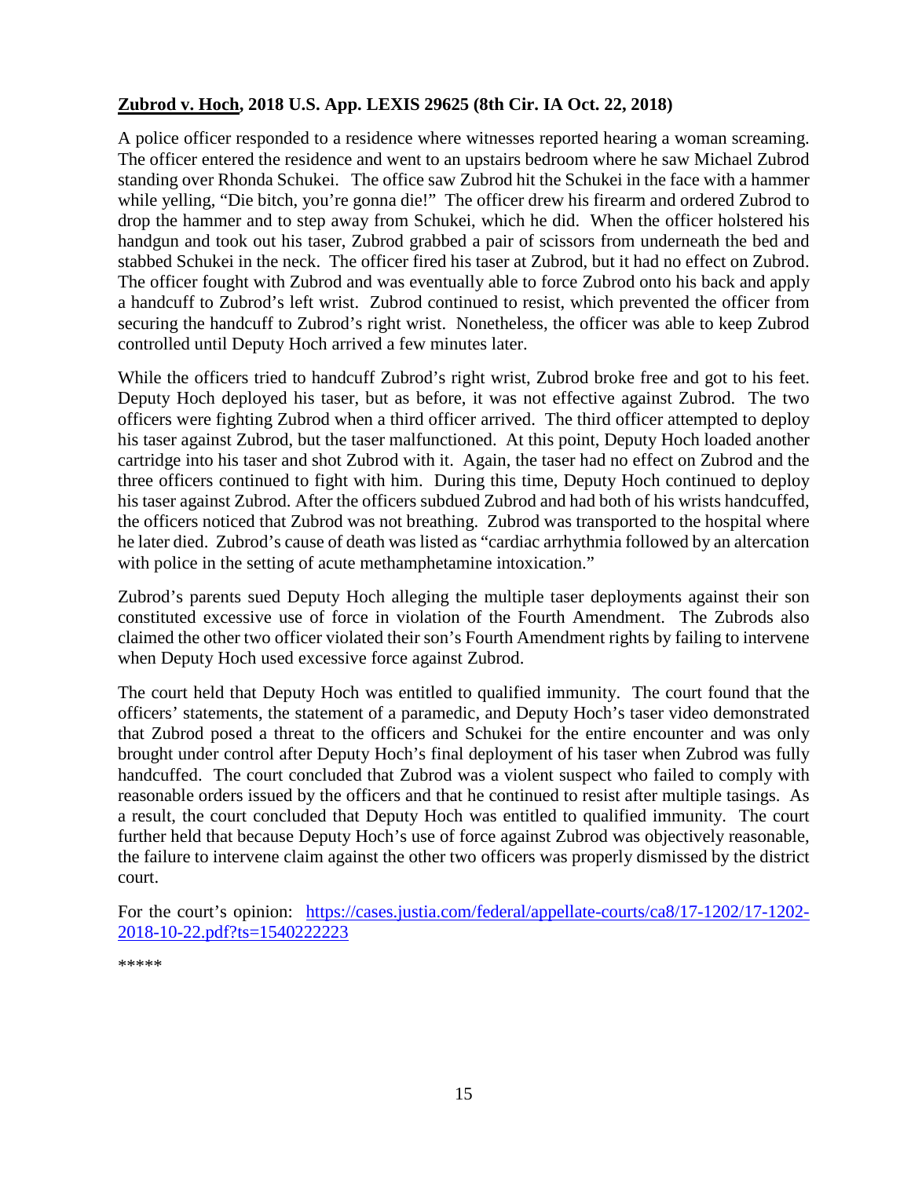**<u>Zubrod v. Hoch</u>, 2018 U.S. App. LEXIS 29625 (8th Cir. IA Oct. 22, 2018)**

A police officer responded to a residence where witnesses reported hearing a woman screaming. The officer entered the residence and went to an upstairs bedroom where he saw Michael Zubrod standing over Rhonda Schukei. The office saw Zubrod hit the Schukei in the face with a hammer while yelling, "Die bitch, you're gonna die!" The officer drew his firearm and ordered Zubrod to drop the hammer and to step away from Schukei, which he did. When the officer holstered his handgun and took out his taser, Zubrod grabbed a pair of scissors from underneath the bed and stabbed Schukei in the neck. The officer fired his taser at Zubrod, but it had no effect on Zubrod. The officer fought with Zubrod and was eventually able to force Zubrod onto his back and apply a handcuff to Zubrod's left wrist. Zubrod continued to resist, which prevented the officer from securing the handcuff to Zubrod's right wrist. Nonetheless, the officer was able to keep Zubrod controlled until Deputy Hoch arrived a few minutes later.

While the officers tried to handcuff Zubrod's right wrist, Zubrod broke free and got to his feet. Deputy Hoch deployed his taser, but as before, it was not effective against Zubrod. The two officers were fighting Zubrod when a third officer arrived. The third officer attempted to deploy his taser against Zubrod, but the taser malfunctioned. At this point, Deputy Hoch loaded another cartridge into his taser and shot Zubrod with it. Again, the taser had no effect on Zubrod and the three officers continued to fight with him. During this time, Deputy Hoch continued to deploy his taser against Zubrod. After the officers subdued Zubrod and had both of his wrists handcuffed, the officers noticed that Zubrod was not breathing. Zubrod was transported to the hospital where he later died. Zubrod's cause of death was listed as "cardiac arrhythmia followed by an altercation with police in the setting of acute methamphetamine intoxication."

Zubrod's parents sued Deputy Hoch alleging the multiple taser deployments against their son constituted excessive use of force in violation of the Fourth Amendment. The Zubrods also claimed the other two officer violated their son's Fourth Amendment rights by failing to intervene when Deputy Hoch used excessive force against Zubrod.

The court held that Deputy Hoch was entitled to qualified immunity. The court found that the officers' statements, the statement of a paramedic, and Deputy Hoch's taser video demonstrated that Zubrod posed a threat to the officers and Schukei for the entire encounter and was only brought under control after Deputy Hoch's final deployment of his taser when Zubrod was fully handcuffed. The court concluded that Zubrod was a violent suspect who failed to comply with reasonable orders issued by the officers and that he continued to resist after multiple tasings. As a result, the court concluded that Deputy Hoch was entitled to qualified immunity. The court further held that because Deputy Hoch's use of force against Zubrod was objectively reasonable, the failure to intervene claim against the other two officers was properly dismissed by the district court.

For the court's opinion: [https://cases.justia.com/federal/appellate-courts/ca8/17-1202/17-1202-2018-10-22.pdf?ts=1540222223](https://cases.justia.com/federal/appellate-courts/ca8/17-1202/17-1202-2018-10-22.pdf?ts=1540222223)

*****